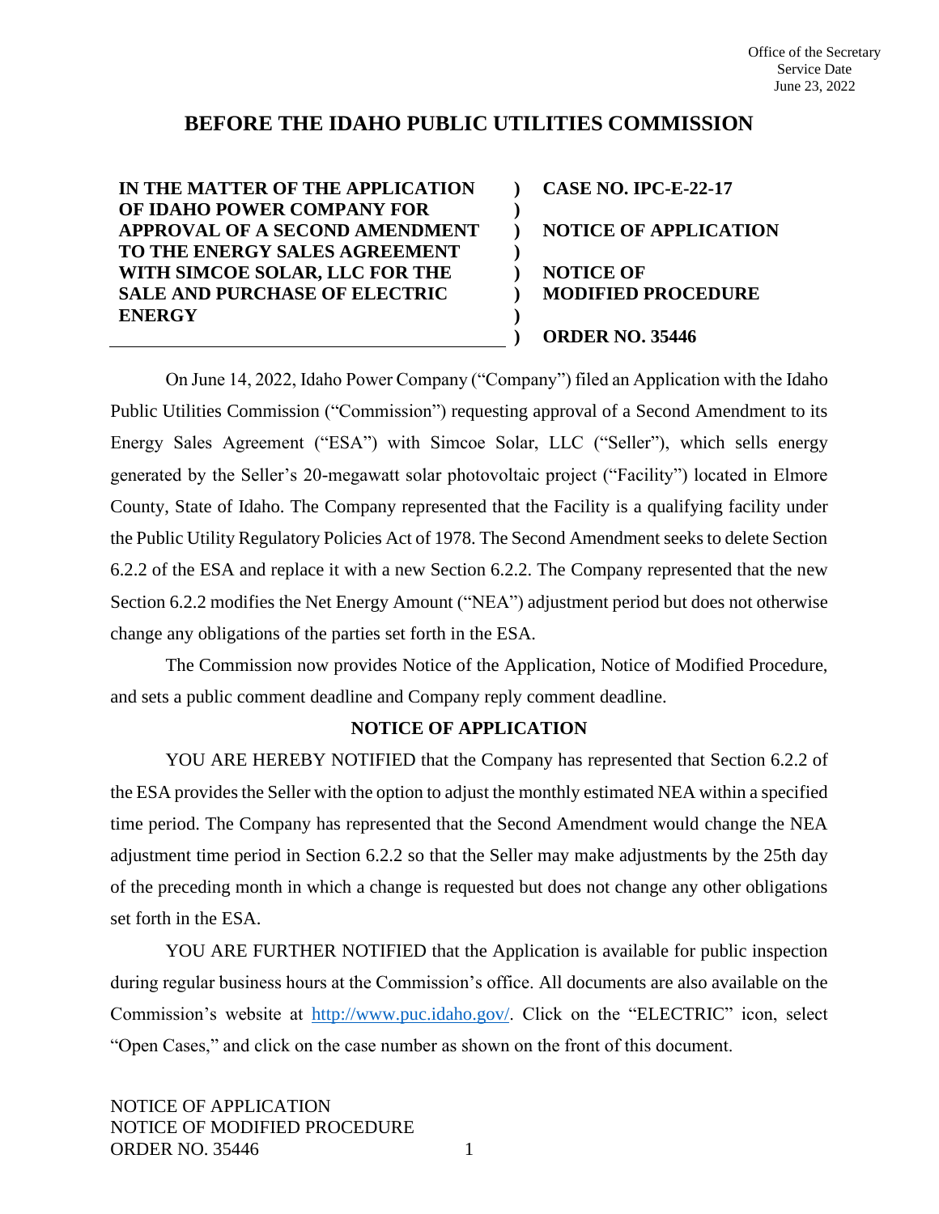Office of the Secretary
Service Date
June 23, 2022

# BEFORE THE IDAHO PUBLIC UTILITIES COMMISSION

| | | |
|---|---|---|
| **IN THE MATTER OF THE APPLICATION OF IDAHO POWER COMPANY FOR APPROVAL OF A SECOND AMENDMENT TO THE ENERGY SALES AGREEMENT WITH SIMCOE SOLAR, LLC FOR THE SALE AND PURCHASE OF ELECTRIC ENERGY** | **)** | **CASE NO. IPC-E-22-17**<br><br>**NOTICE OF APPLICATION**<br><br>**NOTICE OF MODIFIED PROCEDURE**<br><br>**ORDER NO. 35446** |

On June 14, 2022, Idaho Power Company ("Company") filed an Application with the Idaho Public Utilities Commission ("Commission") requesting approval of a Second Amendment to its Energy Sales Agreement ("ESA") with Simcoe Solar, LLC ("Seller"), which sells energy generated by the Seller's 20-megawatt solar photovoltaic project ("Facility") located in Elmore County, State of Idaho. The Company represented that the Facility is a qualifying facility under the Public Utility Regulatory Policies Act of 1978. The Second Amendment seeks to delete Section 6.2.2 of the ESA and replace it with a new Section 6.2.2. The Company represented that the new Section 6.2.2 modifies the Net Energy Amount ("NEA") adjustment period but does not otherwise change any obligations of the parties set forth in the ESA.

The Commission now provides Notice of the Application, Notice of Modified Procedure, and sets a public comment deadline and Company reply comment deadline.

## NOTICE OF APPLICATION

YOU ARE HEREBY NOTIFIED that the Company has represented that Section 6.2.2 of the ESA provides the Seller with the option to adjust the monthly estimated NEA within a specified time period. The Company has represented that the Second Amendment would change the NEA adjustment time period in Section 6.2.2 so that the Seller may make adjustments by the 25th day of the preceding month in which a change is requested but does not change any other obligations set forth in the ESA.

YOU ARE FURTHER NOTIFIED that the Application is available for public inspection during regular business hours at the Commission's office. All documents are also available on the Commission's website at http://www.puc.idaho.gov/. Click on the "ELECTRIC" icon, select "Open Cases," and click on the case number as shown on the front of this document.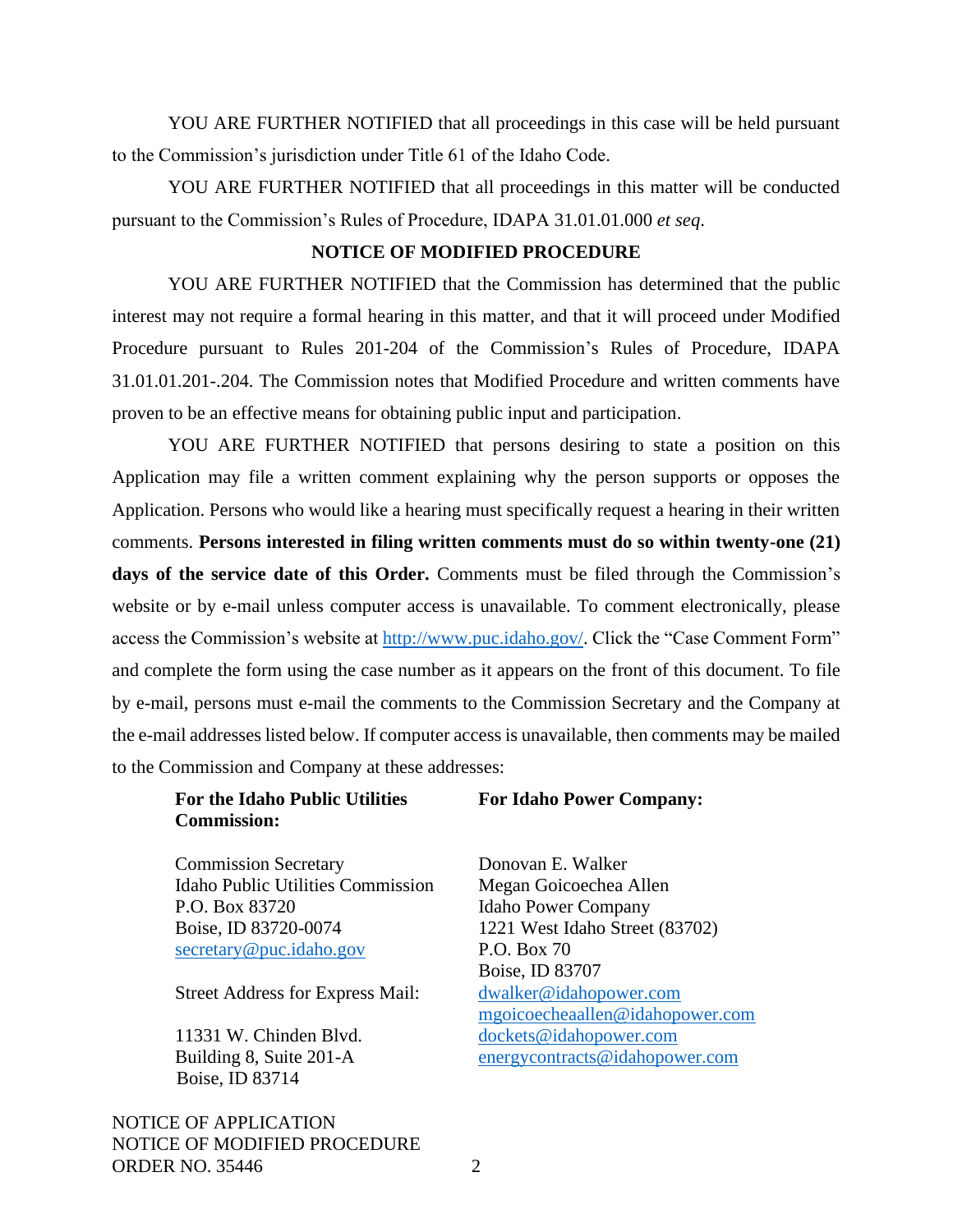YOU ARE FURTHER NOTIFIED that all proceedings in this case will be held pursuant to the Commission's jurisdiction under Title 61 of the Idaho Code.

YOU ARE FURTHER NOTIFIED that all proceedings in this matter will be conducted pursuant to the Commission's Rules of Procedure, IDAPA 31.01.01.000 *et seq*.

**NOTICE OF MODIFIED PROCEDURE**

YOU ARE FURTHER NOTIFIED that the Commission has determined that the public interest may not require a formal hearing in this matter, and that it will proceed under Modified Procedure pursuant to Rules 201-204 of the Commission's Rules of Procedure, IDAPA 31.01.01.201-.204. The Commission notes that Modified Procedure and written comments have proven to be an effective means for obtaining public input and participation.

YOU ARE FURTHER NOTIFIED that persons desiring to state a position on this Application may file a written comment explaining why the person supports or opposes the Application. Persons who would like a hearing must specifically request a hearing in their written comments. **Persons interested in filing written comments must do so within twenty-one (21) days of the service date of this Order.** Comments must be filed through the Commission's website or by e-mail unless computer access is unavailable. To comment electronically, please access the Commission's website at http://www.puc.idaho.gov/. Click the "Case Comment Form" and complete the form using the case number as it appears on the front of this document. To file by e-mail, persons must e-mail the comments to the Commission Secretary and the Company at the e-mail addresses listed below. If computer access is unavailable, then comments may be mailed to the Commission and Company at these addresses:

**For the Idaho Public Utilities Commission:**

Commission Secretary
Idaho Public Utilities Commission
P.O. Box 83720
Boise, ID 83720-0074
secretary@puc.idaho.gov

Street Address for Express Mail:

11331 W. Chinden Blvd.
Building 8, Suite 201-A
Boise, ID 83714

**For Idaho Power Company:**

Donovan E. Walker
Megan Goicoechea Allen
Idaho Power Company
1221 West Idaho Street (83702)
P.O. Box 70
Boise, ID 83707
dwalker@idahopower.com
mgoicoecheaallen@idahopower.com
dockets@idahopower.com
energycontracts@idahopower.com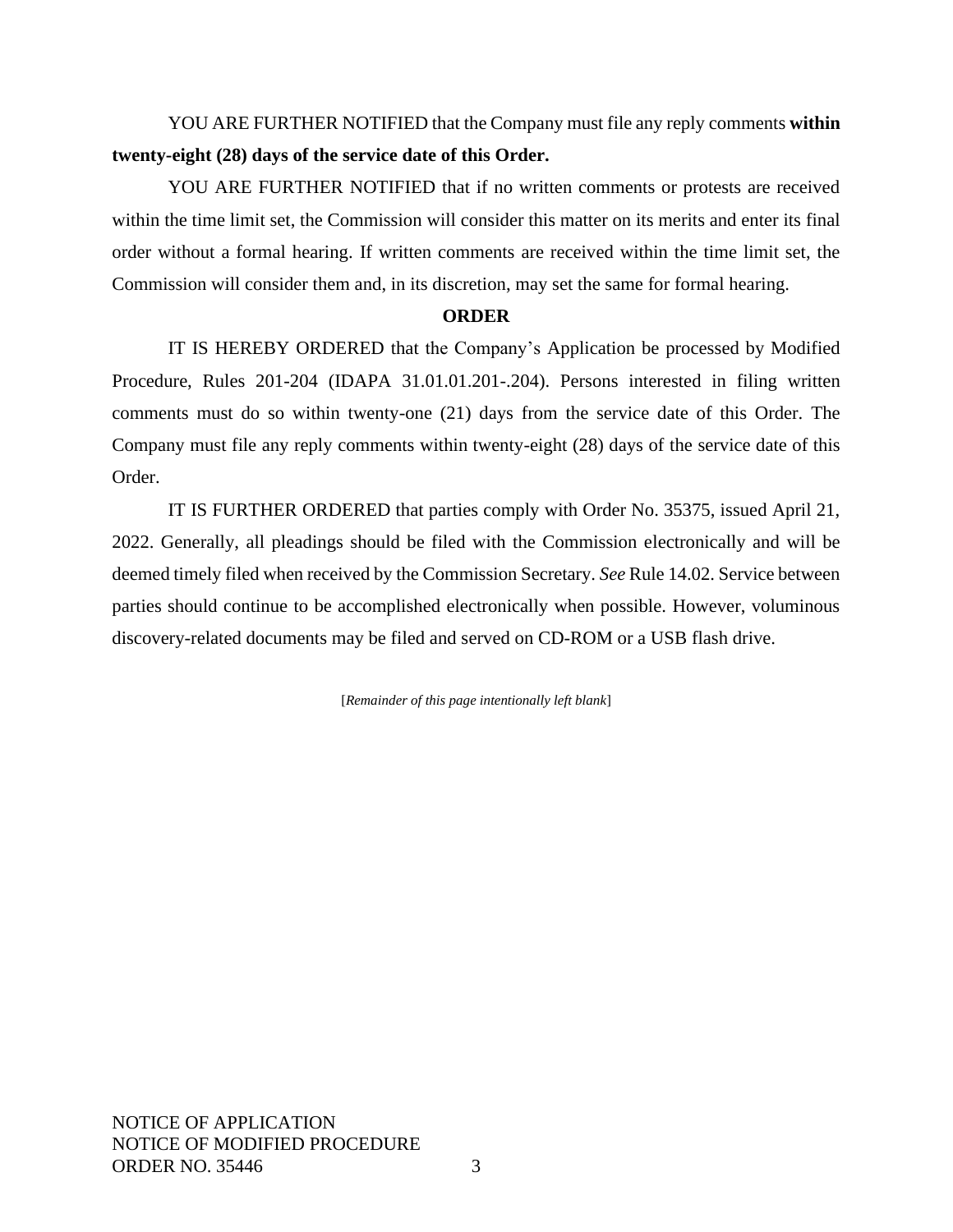YOU ARE FURTHER NOTIFIED that the Company must file any reply comments **within twenty-eight (28) days of the service date of this Order.**

YOU ARE FURTHER NOTIFIED that if no written comments or protests are received within the time limit set, the Commission will consider this matter on its merits and enter its final order without a formal hearing. If written comments are received within the time limit set, the Commission will consider them and, in its discretion, may set the same for formal hearing.

**ORDER**

IT IS HEREBY ORDERED that the Company's Application be processed by Modified Procedure, Rules 201-204 (IDAPA 31.01.01.201-.204). Persons interested in filing written comments must do so within twenty-one (21) days from the service date of this Order. The Company must file any reply comments within twenty-eight (28) days of the service date of this Order.

IT IS FURTHER ORDERED that parties comply with Order No. 35375, issued April 21, 2022. Generally, all pleadings should be filed with the Commission electronically and will be deemed timely filed when received by the Commission Secretary. *See* Rule 14.02. Service between parties should continue to be accomplished electronically when possible. However, voluminous discovery-related documents may be filed and served on CD-ROM or a USB flash drive.

[*Remainder of this page intentionally left blank*]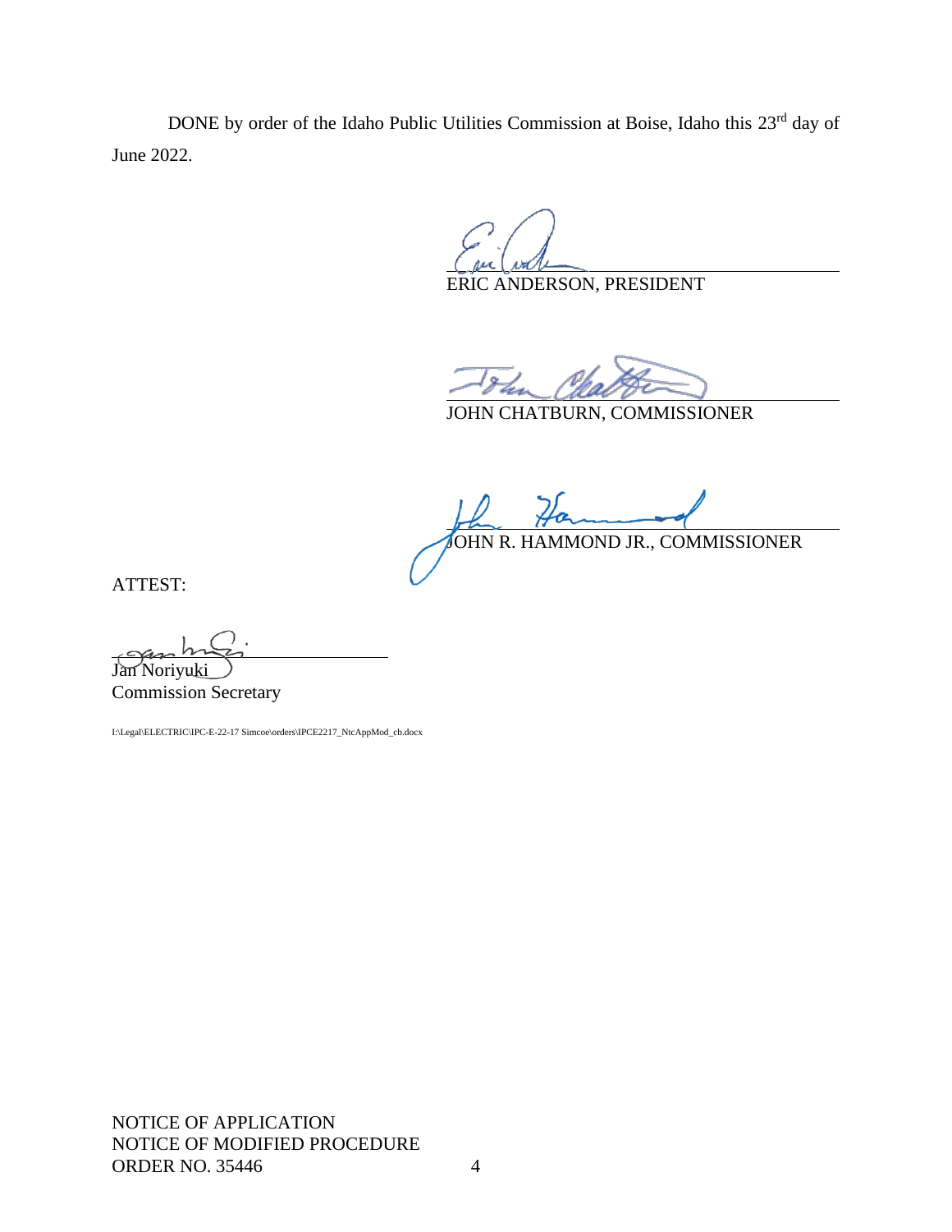DONE by order of the Idaho Public Utilities Commission at Boise, Idaho this 23rd day of June 2022.

ERIC ANDERSON, PRESIDENT

JOHN CHATBURN, COMMISSIONER

JOHN R. HAMMOND JR., COMMISSIONER

ATTEST:

Jan Noriyuki
Commission Secretary

I:\Legal\ELECTRIC\IPC-E-22-17 Simcoe\orders\IPCE2217_NtcAppMod_cb.docx

NOTICE OF APPLICATION
NOTICE OF MODIFIED PROCEDURE
ORDER NO. 35446